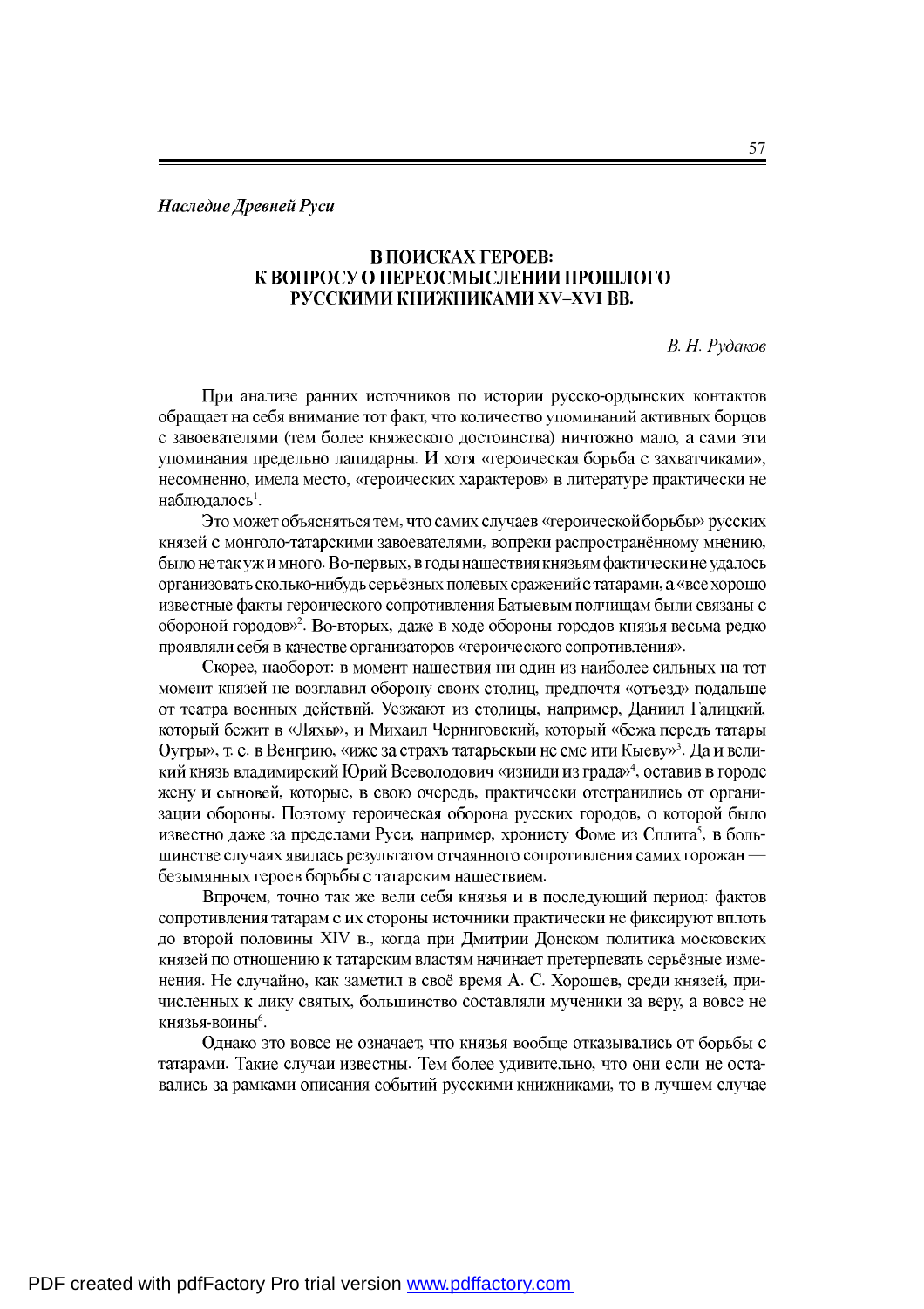*Наследие Древней Руси*

# В ПОИСКАХ ГЕРОЕВ: К ВОПРОСУ О ПЕРЕОСМЫСЛЕНИИ ПРОШЛОГО РУССКИМИ КНИЖНИКАМИ XV–XVI ВВ.

*В. Н. Рудаков*

При анализе ранних источников по истории русско-ордынских контактов обращает на себя внимание тот факт, что количество упоминаний активных борцов с завоевателями (тем более княжеского достоинства) ничтожно мало, а сами эти упоминания предельно лапидарны. И хотя «героическая борьба с захватчиками», несомненно, имела место, «героических характеров» в литературе практически не наблюдалось[1].

Это может объясняться тем, что самих случаев «героической борьбы» русских князей с монголо-татарскими завоевателями, вопреки распространённому мнению, было не так уж и много. Во-первых, в годы нашествия князьям фактически не удалось организовать сколько-нибудь серьёзных полевых сражений с татарами, а «все хорошо известные факты героического сопротивления Батыевым полчищам были связаны с обороной городов»[2]. Во-вторых, даже в ходе обороны городов князья весьма редко проявляли себя в качестве организаторов «героического сопротивления».

Скорее, наоборот: в момент нашествия ни один из наиболее сильных на тот момент князей не возглавил оборону своих столиц, предпочтя «отъезд» подальше от театра военных действий. Уезжают из столицы, например, Даниил Галицкий, который бежит в «Ляхы», и Михаил Черниговский, который «бежа передъ татары Оугры», т. е. в Венгрию, «иже за страхъ татарьскыи не сме ити Кыеву»[3]. Да и великий князь владимирский Юрий Всеволодович «изииди из града»[4], оставив в городе жену и сыновей, которые, в свою очередь, практически отстранились от организации обороны. Поэтому героическая оборона русских городов, о которой было известно даже за пределами Руси, например, хронисту Фоме из Сплита[5], в большинстве случаев явилась результатом отчаянного сопротивления самих горожан — безымянных героев борьбы с татарским нашествием.

Впрочем, точно так же вели себя князья и в последующий период: фактов сопротивления татарам с их стороны источники практически не фиксируют вплоть до второй половины XIV в., когда при Дмитрии Донском политика московских князей по отношению к татарским властям начинает претерпевать серьёзные изменения. Не случайно, как заметил в своё время А. С. Хорошев, среди князей, причисленных к лику святых, большинство составляли мученики за веру, а вовсе не князья-воины[6].

Однако это вовсе не означает, что князья вообще отказывались от борьбы с татарами. Такие случаи известны. Тем более удивительно, что они если не оставались за рамками описания событий русскими книжниками, то в лучшем случае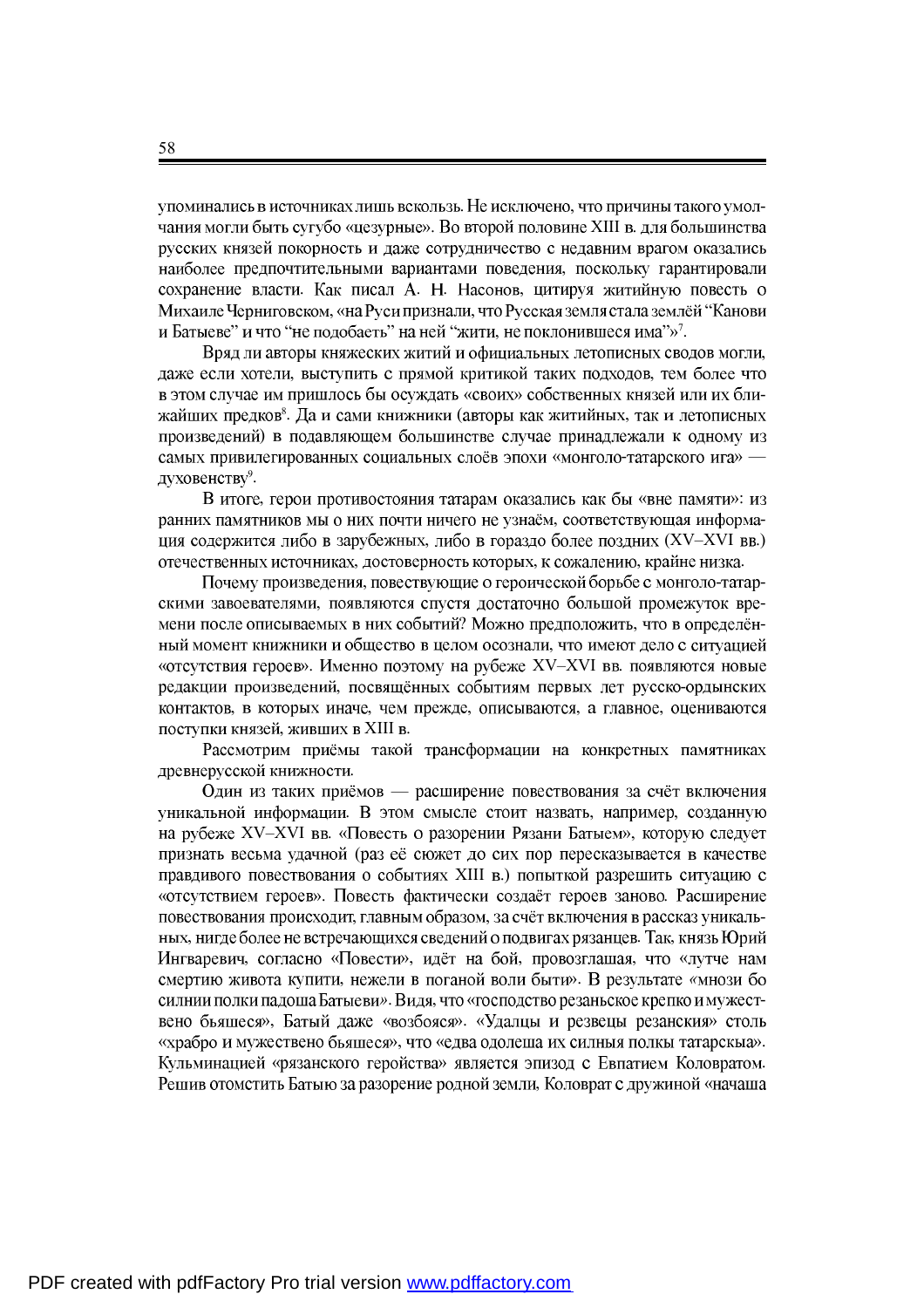упоминались в источниках лишь вскользь. Не исключено, что причины такого умолчания могли быть сугубо «цезурные». Во второй половине XIII в. для большинства русских князей покорность и даже сотрудничество с недавним врагом оказались наиболее предпочтительными вариантами поведения, поскольку гарантировали сохранение власти. Как писал А. Н. Насонов, цитируя житийную повесть о Михаиле Черниговском, «на Руси признали, что Русская земля стала землёй "Канови и Батыеве" и что "не подобаеть" на ней "жити, не поклонившеся има"»[7].

Вряд ли авторы княжеских житий и официальных летописных сводов могли, даже если хотели, выступить с прямой критикой таких подходов, тем более что в этом случае им пришлось бы осуждать «своих» собственных князей или их ближайших предков[8]. Да и сами книжники (авторы как житийных, так и летописных произведений) в подавляющем большинстве случае принадлежали к одному из самых привилегированных социальных слоёв эпохи «монголо-татарского ига» — духовенству[9].

В итоге, герои противостояния татарам оказались как бы «вне памяти»: из ранних памятников мы о них почти ничего не узнаём, соответствующая информация содержится либо в зарубежных, либо в гораздо более поздних (XV–XVI вв.) отечественных источниках, достоверность которых, к сожалению, крайне низка.

Почему произведения, повествующие о героической борьбе с монголо-татарскими завоевателями, появляются спустя достаточно большой промежуток времени после описываемых в них событий? Можно предположить, что в определённый момент книжники и общество в целом осознали, что имеют дело с ситуацией «отсутствия героев». Именно поэтому на рубеже XV–XVI вв. появляются новые редакции произведений, посвящённых событиям первых лет русско-ордынских контактов, в которых иначе, чем прежде, описываются, а главное, оцениваются поступки князей, живших в XIII в.

Рассмотрим приёмы такой трансформации на конкретных памятниках древнерусской книжности.

Один из таких приёмов — расширение повествования за счёт включения уникальной информации. В этом смысле стоит назвать, например, созданную на рубеже XV–XVI вв. «Повесть о разорении Рязани Батыем», которую следует признать весьма удачной (раз её сюжет до сих пор пересказывается в качестве правдивого повествования о событиях XIII в.) попыткой разрешить ситуацию с «отсутствием героев». Повесть фактически создаёт героев заново. Расширение повествования происходит, главным образом, за счёт включения в рассказ уникальных, нигде более не встречающихся сведений о подвигах рязанцев. Так, князь Юрий Ингваревич, согласно «Повести», идёт на бой, провозглашая, что «лутче нам смертию живота купити, нежели в поганой воли быти». В результате «мнози бо силнии полки падоша Батыеви». Видя, что «господство резаньское крепко и мужествено бьяшеся», Батый даже «возбояся». «Удалцы и резвецы резанския» столь «храбро и мужествено бьяшеся», что «едва одолеша их силныя полкы татарскыа». Кульминацией «рязанского геройства» является эпизод с Евпатием Коловратом. Решив отомстить Батыю за разорение родной земли, Коловрат с дружиной «начаша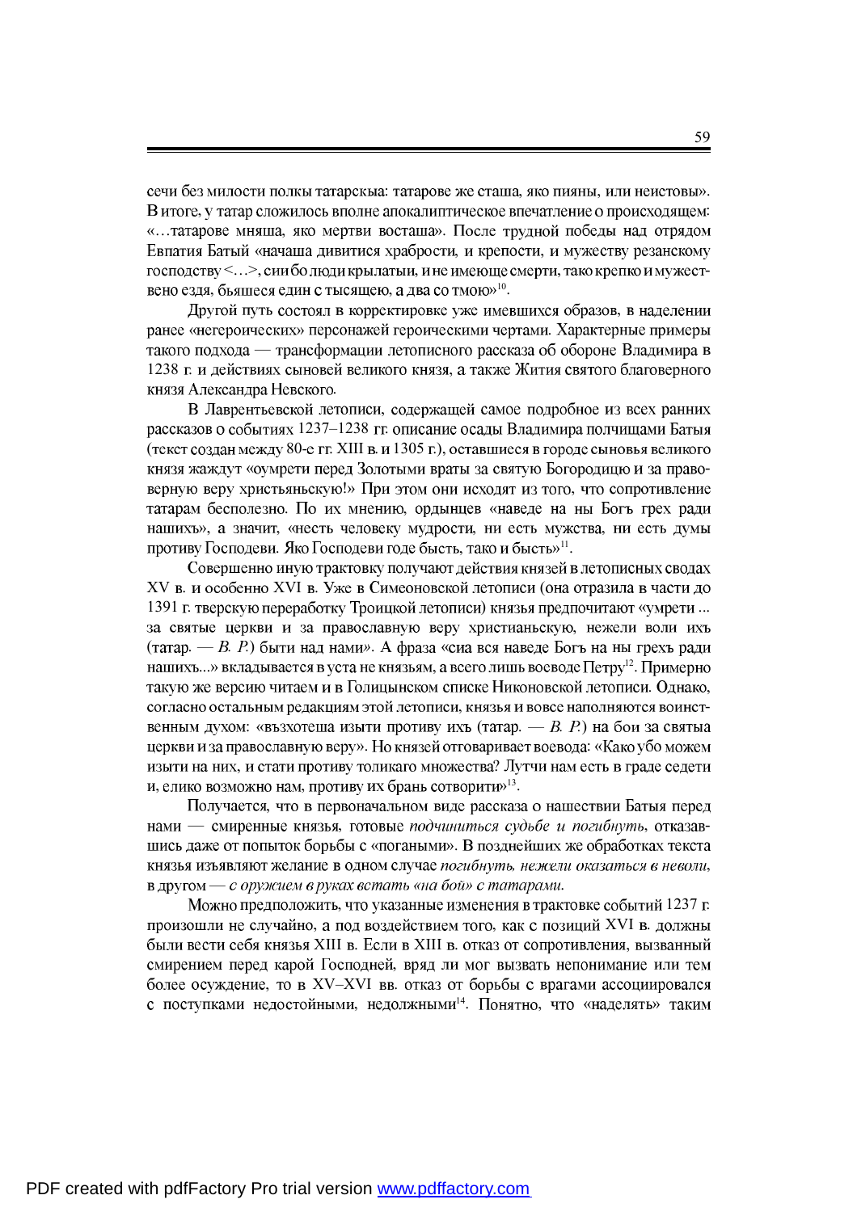сечи без милости полкы татарскыа: татарове же сташа, яко пияны, или неистовы». В итоге, у татар сложилось вполне апокалиптическое впечатление о происходящем: «…татарове мняша, яко мертви восташа». После трудной победы над отрядом Евпатия Батый «начаша дивитися храбрости, и крепости, и мужеству резанскому господству <…>, сии бо люди крылатыи, и не имеюще смерти, тако крепко и мужествено ездя, бьяшеся един с тысящею, а два со тмою»[10].

Другой путь состоял в корректировке уже имевшихся образов, в наделении ранее «негероических» персонажей героическими чертами. Характерные примеры такого подхода — трансформации летописного рассказа об обороне Владимира в 1238 г. и действиях сыновей великого князя, а также Жития святого благоверного князя Александра Невского.

В Лаврентьевской летописи, содержащей самое подробное из всех ранних рассказов о событиях 1237–1238 гг. описание осады Владимира полчищами Батыя (текст создан между 80-е гг. XIII в. и 1305 г.), оставшиеся в городе сыновья великого князя жаждут «оумрети перед Золотыми враты за святую Богородицю и за правоверную веру христьяньскую!» При этом они исходят из того, что сопротивление татарам бесполезно. По их мнению, ордынцев «наведе на ны Богъ грех ради нашихъ», а значит, «несть человеку мудрости, ни есть мужства, ни есть думы противу Господеви. Яко Господеви годе бысть, тако и бысть»[11].

Совершенно иную трактовку получают действия князей в летописных сводах XV в. и особенно XVI в. Уже в Симеоновской летописи (она отразила в части до 1391 г. тверскую переработку Троицкой летописи) князья предпочитают «умрети ... за святые церкви и за православную веру христианьскую, нежели воли ихъ (татар. — *В. Р.*) быти над нами». А фраза «сиа вся наведе Богъ на ны грехъ ради нашихъ...» вкладывается в уста не князьям, а всего лишь воеводе Петру[12]. Примерно такую же версию читаем и в Голицынском списке Никоновской летописи. Однако, согласно остальным редакциям этой летописи, князья и вовсе наполняются воинственным духом: «възхотеша изыти противу ихъ (татар. — *В. Р.*) на бои за святыа церкви и за православную веру». Но князей отговаривает воевода: «Како убо можем изыти на них, и стати противу толикаго множества? Лутчи нам есть в граде седети и, елико возможно нам, противу их брань сотворити»[13].

Получается, что в первоначальном виде рассказа о нашествии Батыя перед нами — смиренные князья, готовые *подчиниться судьбе и погибнуть*, отказавшись даже от попыток борьбы с «погаными». В позднейших же обработках текста князья изъявляют желание в одном случае *погибнуть, нежели оказаться в неволи*, в другом — *с оружием в руках встать «на бой» с татарами*.

Можно предположить, что указанные изменения в трактовке событий 1237 г. произошли не случайно, а под воздействием того, как с позиций XVI в. должны были вести себя князья XIII в. Если в XIII в. отказ от сопротивления, вызванный смирением перед карой Господней, вряд ли мог вызвать непонимание или тем более осуждение, то в XV–XVI вв. отказ от борьбы с врагами ассоциировался с поступками недостойными, недолжными[14]. Понятно, что «наделять» таким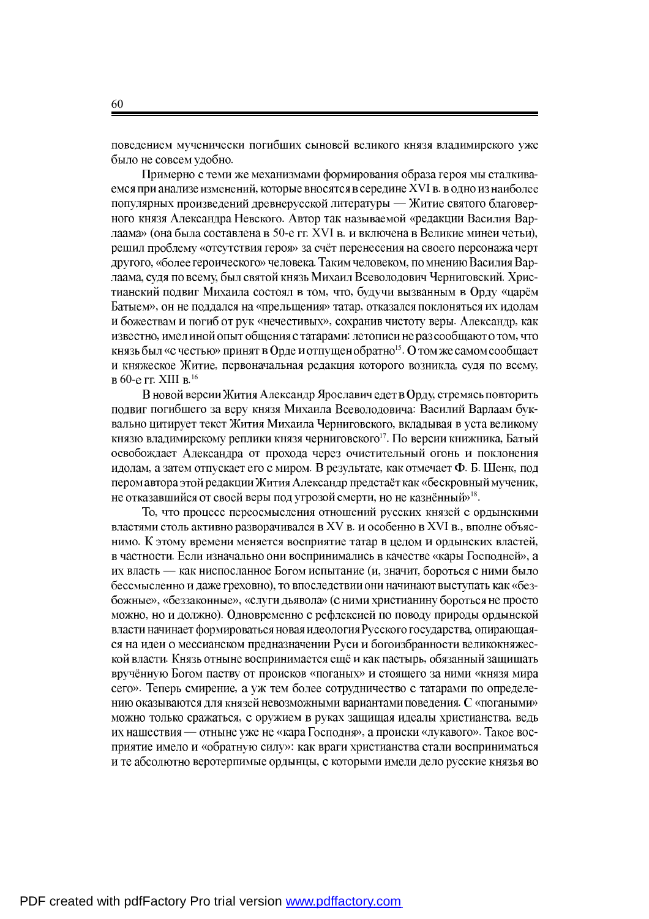поведением мученически погибших сыновей великого князя владимирского уже было не совсем удобно.

Примерно с теми же механизмами формирования образа героя мы сталкиваемся при анализе изменений, которые вносятся в середине XVI в. в одно из наиболее популярных произведений древнерусской литературы — Житие святого благоверного князя Александра Невского. Автор так называемой «редакции Василия Варлаама» (она была составлена в 50-е гг. XVI в. и включена в Великие минеи четьи), решил проблему «отсутствия героя» за счёт перенесения на своего персонажа черт другого, «более героического» человека. Таким человеком, по мнению Василия Варлаама, судя по всему, был святой князь Михаил Всеволодович Черниговский. Христианский подвиг Михаила состоял в том, что, будучи вызванным в Орду «царём Батыем», он не поддался на «прельщения» татар, отказался поклоняться их идолам и божествам и погиб от рук «нечестивых», сохранив чистоту веры. Александр, как известно, имел иной опыт общения с татарами: летописи не раз сообщают о том, что князь был «с честью» принят в Орде и отпущен обратно[15]. О том же самом сообщает и княжеское Житие, первоначальная редакция которого возникла, судя по всему, в 60-е гг. XIII в.[16]

В новой версии Жития Александр Ярославич едет в Орду, стремясь повторить подвиг погибшего за веру князя Михаила Всеволодовича: Василий Варлаам буквально цитирует текст Жития Михаила Черниговского, вкладывая в уста великому князю владимирскому реплики князя черниговского[17]. По версии книжника, Батый освобождает Александра от прохода через очистительный огонь и поклонения идолам, а затем отпускает его с миром. В результате, как отмечает Ф. Б. Шенк, под пером автора этой редакции Жития Александр предстаёт как «бескровный мученик, не отказавшийся от своей веры под угрозой смерти, но не казнённый»[18].

То, что процесс переосмысления отношений русских князей с ордынскими властями столь активно разворачивался в XV в. и особенно в XVI в., вполне объяснимо. К этому времени меняется восприятие татар в целом и ордынских властей, в частности. Если изначально они воспринимались в качестве «кары Господней», а их власть — как ниспосланное Богом испытание (и, значит, бороться с ними было бессмысленно и даже греховно), то впоследствии они начинают выступать как «безбожные», «беззаконные», «слуги дьявола» (с ними христианину бороться не просто можно, но и должно). Одновременно с рефлексией по поводу природы ордынской власти начинает формироваться новая идеология Русского государства, опирающаяся на идеи о мессианском предназначении Руси и богоизбранности великокняжеской власти. Князь отныне воспринимается ещё и как пастырь, обязанный защищать вручённую Богом паству от происков «поганых» и стоящего за ними «князя мира сего». Теперь смирение, а уж тем более сотрудничество с татарами по определению оказываются для князей невозможными вариантами поведения. С «погаными» можно только сражаться, с оружием в руках защищая идеалы христианства, ведь их нашествия — отныне уже не «кара Господня», а происки «лукавого». Такое восприятие имело и «обратную силу»: как враги христианства стали восприниматься и те абсолютно веротерпимые ордынцы, с которыми имели дело русские князья во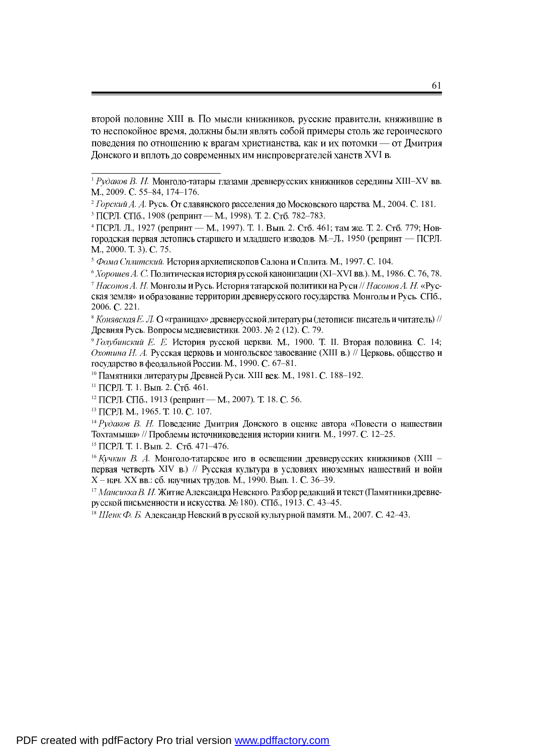второй половине XIII в. По мысли книжников, русские правители, княжившие в то неспокойное время, должны были являть собой примеры столь же героического поведения по отношению к врагам христианства, как и их потомки — от Дмитрия Донского и вплоть до современных им ниспровергателей ханств XVI в.

---

[1] *Рудаков В. Н.* Монголо-татары глазами древнерусских книжников середины XIII–XV вв. М., 2009. С. 55–84, 174–176.

[2] *Горский А. А.* Русь. От славянского расселения до Московского царства. М., 2004. С. 181.

[3] ПСРЛ. СПб., 1908 (репринт — М., 1998). Т. 2. Стб. 782–783.

[4] ПСРЛ. Л., 1927 (репринт — М., 1997). Т. 1. Вып. 2. Стб. 461; там же. Т. 2. Стб. 779; Новгородская первая летопись старшего и младшего изводов. М.–Л., 1950 (репринт — ПСРЛ. М., 2000. Т. 3). С. 75.

[5] *Фома Сплитский.* История архиепископов Салона и Сплита. М., 1997. С. 104.

[6] *Хорошев А. С.* Политическая история русской канонизации (XI–XVI вв.). М., 1986. С. 76, 78.

[7] *Насонов А. Н.* Монголы и Русь. История татарской политики на Руси // *Насонов А. Н.* «Русская земля» и образование территории древнерусского государства. Монголы и Русь. СПб., 2006. С. 221.

[8] *Конявская Е. Л.* О «границах» древнерусской литературы (летописи: писатель и читатель) // Древняя Русь. Вопросы медиевистики. 2003. № 2 (12). С. 79.

[9] *Голубинский Е. Е.* История русской церкви. М., 1900. Т. II. Вторая половина. С. 14; *Охотина Н. А.* Русская церковь и монгольское завоевание (XIII в.) // Церковь, общество и государство в феодальной России. М., 1990. С. 67–81.

[10] Памятники литературы Древней Руси. XIII век. М., 1981. С. 188–192.

[11] ПСРЛ. Т. 1. Вып. 2. Стб. 461.

[12] ПСРЛ. СПб., 1913 (репринт — М., 2007). Т. 18. С. 56.

[13] ПСРЛ. М., 1965. Т. 10. С. 107.

[14] *Рудаков В. Н.* Поведение Дмитрия Донского в оценке автора «Повести о нашествии Тохтамыша» // Проблемы источниковедения истории книги. М., 1997. С. 12–25.

[15] ПСРЛ. Т. 1. Вып. 2. Стб. 471–476.

[16] *Кучкин В. А.* Монголо-татарское иго в освещении древнерусских книжников (XIII – первая четверть XIV в.) // Русская культура в условиях иноземных нашествий и войн X – нач. XX вв.: сб. научных трудов. М., 1990. Вып. 1. С. 36–39.

[17] *Мансикка В. И.* Житие Александра Невского. Разбор редакций и текст (Памятники древнерусской письменности и искусства. № 180). СПб., 1913. С. 43–45.

[18] *Шенк Ф. Б.* Александр Невский в русской культурной памяти. М., 2007. С. 42–43.